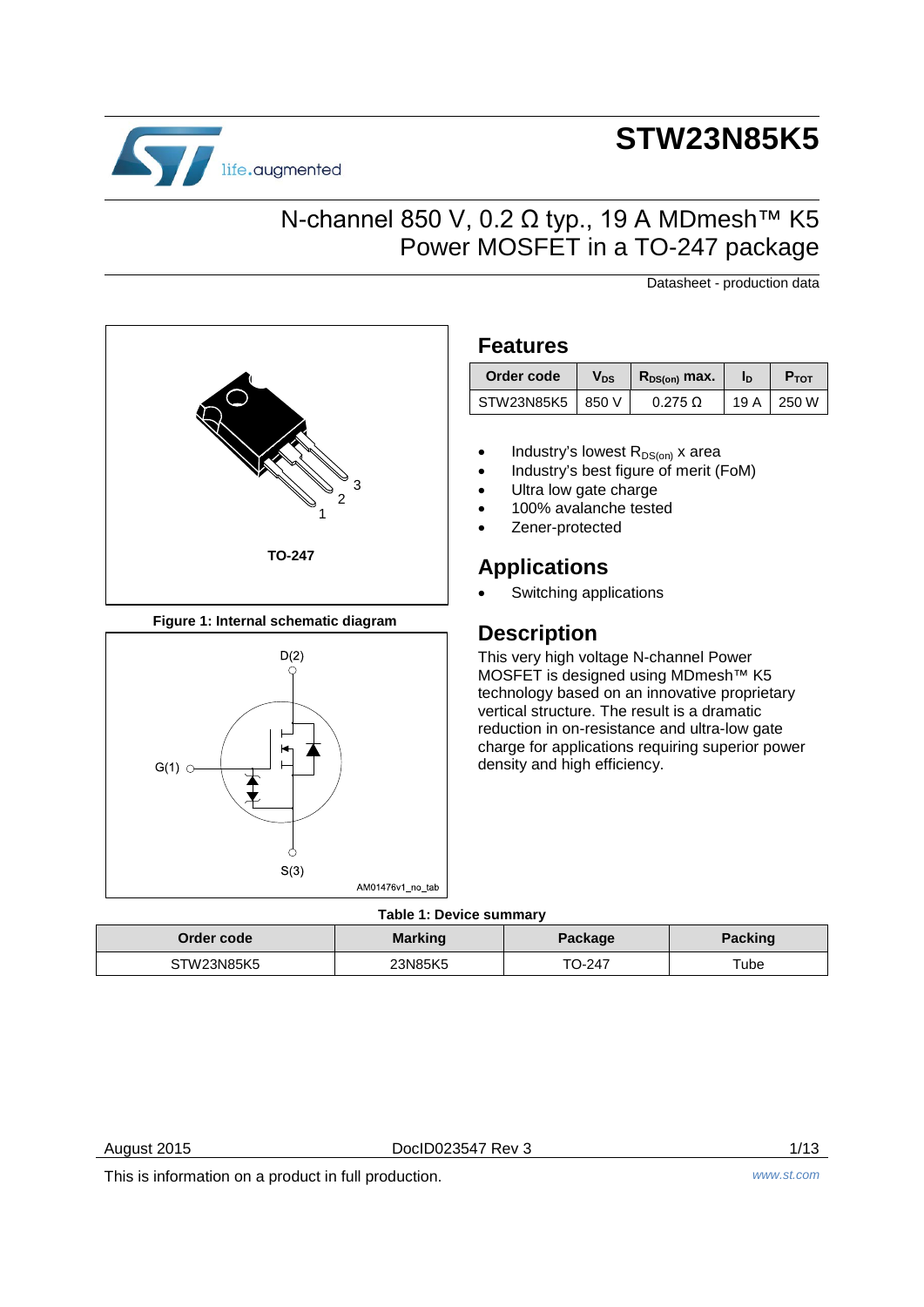# STW23N85K5

## N-channel 850 V, 0.2 Ω typ., 19 A MDmesh™ K5 Power MOSFET in a TO-247 package

Datasheet - production data

TO-247

Figure 1: Internal schematic diagram

## Features

| Order code | $V_{DS}$ | $R_{DS(on)}$ max. | $I_D$ | $P_{TOT}$ |
|---|---|---|---|---|
| STW23N85K5 | 850 V | 0.275 Ω | 19 A | 250 W |

- Industry's lowest $R_{DS(on)}$ x area
- Industry's best figure of merit (FoM)
- Ultra low gate charge
- 100% avalanche tested
- Zener-protected

## Applications

- Switching applications

## Description

This very high voltage N-channel Power MOSFET is designed using MDmesh™ K5 technology based on an innovative proprietary vertical structure. The result is a dramatic reduction in on-resistance and ultra-low gate charge for applications requiring superior power density and high efficiency.

Table 1: Device summary

| Order code | Marking | Package | Packing |
|---|---|---|---|
| STW23N85K5 | 23N85K5 | TO-247 | Tube |

This is information on a product in full production.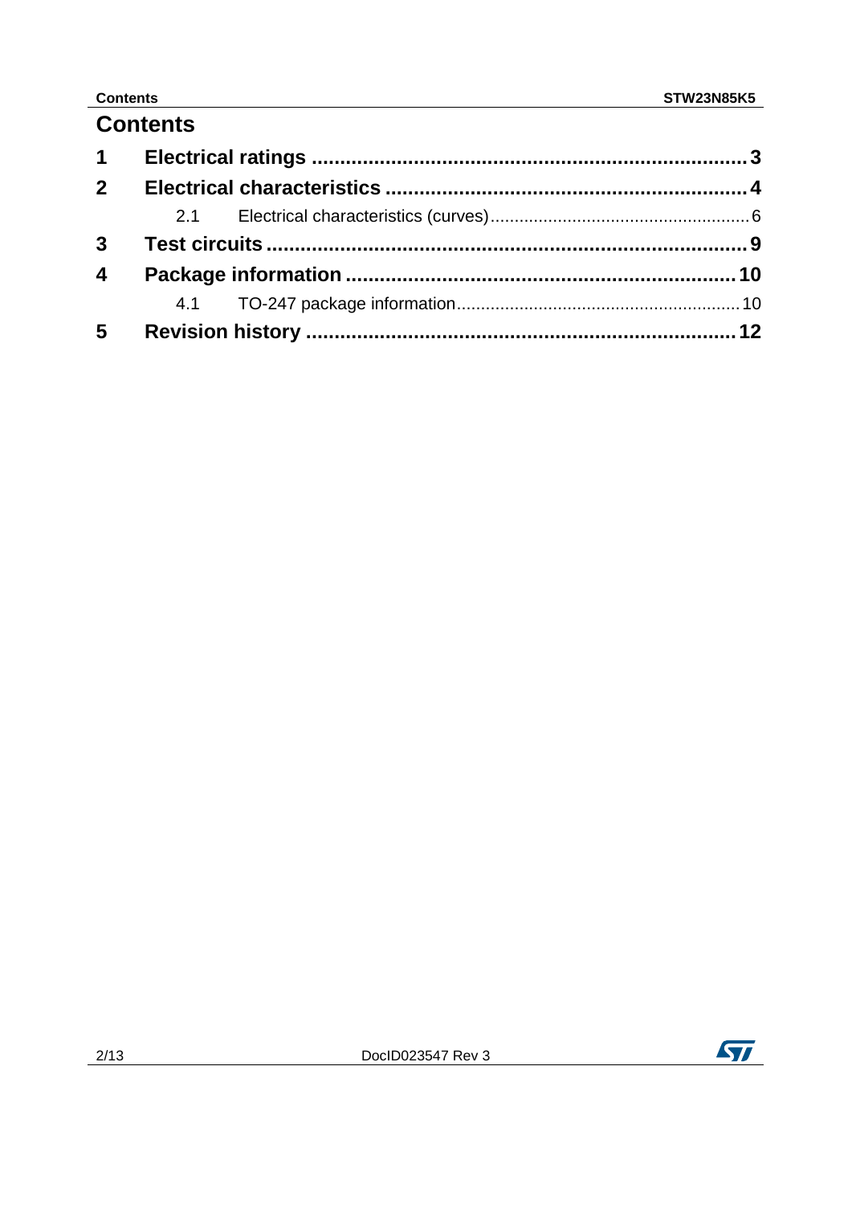# Contents

**1 Electrical ratings** .......................................................................... **3**

**2 Electrical characteristics** .............................................................. **4**

2.1 Electrical characteristics (curves) ...................................................... 6

**3 Test circuits** ................................................................................. **9**

**4 Package information** ................................................................... **10**

4.1 TO-247 package information .......................................................... 10

**5 Revision history** .......................................................................... **12**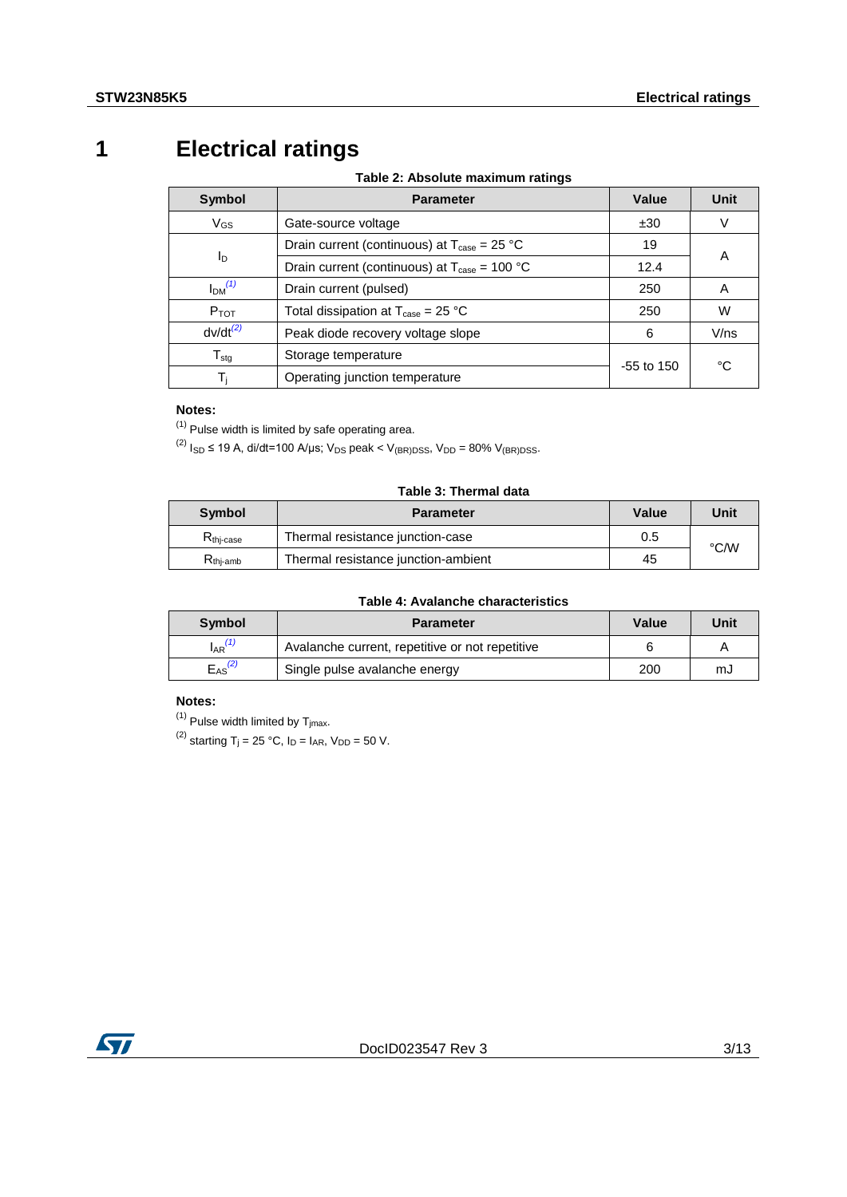# 1 Electrical ratings

**Table 2: Absolute maximum ratings**

| Symbol | Parameter | Value | Unit |
|---|---|---|---|
| $V_{GS}$ | Gate-source voltage | ±30 | V |
| $I_D$ | Drain current (continuous) at $T_{case}$ = 25 °C | 19 | A |
| | Drain current (continuous) at $T_{case}$ = 100 °C | 12.4 | |
| $I_{DM}$ [(1)] | Drain current (pulsed) | 250 | A |
| $P_{TOT}$ | Total dissipation at $T_{case}$ = 25 °C | 250 | W |
| dv/dt [(2)] | Peak diode recovery voltage slope | 6 | V/ns |
| $T_{stg}$ | Storage temperature | -55 to 150 | °C |
| $T_j$ | Operating junction temperature | | |

**Notes:**

(1) Pulse width is limited by safe operating area.

(2) $I_{SD}$ ≤ 19 A, di/dt=100 A/μs; $V_{DS}$ peak < $V_{(BR)DSS}$, $V_{DD}$ = 80% $V_{(BR)DSS}$.

**Table 3: Thermal data**

| Symbol | Parameter | Value | Unit |
|---|---|---|---|
| $R_{thj\text{-}case}$ | Thermal resistance junction-case | 0.5 | °C/W |
| $R_{thj\text{-}amb}$ | Thermal resistance junction-ambient | 45 | |

**Table 4: Avalanche characteristics**

| Symbol | Parameter | Value | Unit |
|---|---|---|---|
| $I_{AR}$ [(1)] | Avalanche current, repetitive or not repetitive | 6 | A |
| $E_{AS}$ [(2)] | Single pulse avalanche energy | 200 | mJ |

**Notes:**

(1) Pulse width limited by $T_{jmax}$.

(2) starting $T_j$ = 25 °C, $I_D$ = $I_{AR}$, $V_{DD}$ = 50 V.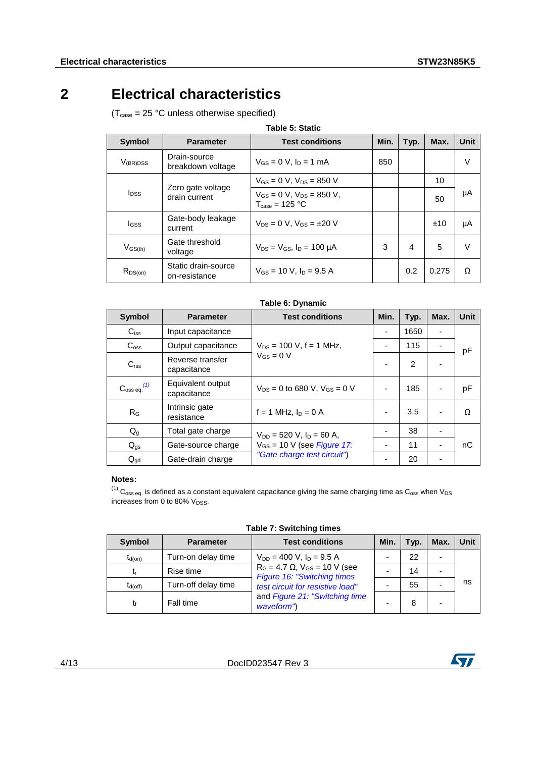# 2 Electrical characteristics

($T_{case}$ = 25 °C unless otherwise specified)

**Table 5: Static**

| Symbol | Parameter | Test conditions | Min. | Typ. | Max. | Unit |
|---|---|---|---|---|---|---|
| $V_{(BR)DSS}$ | Drain-source breakdown voltage | $V_{GS}$ = 0 V, $I_D$ = 1 mA | 850 | | | V |
| $I_{DSS}$ | Zero gate voltage drain current | $V_{GS}$ = 0 V, $V_{DS}$ = 850 V | | | 10 | µA |
| | | $V_{GS}$ = 0 V, $V_{DS}$ = 850 V, $T_{case}$ = 125 °C | | | 50 | |
| $I_{GSS}$ | Gate-body leakage current | $V_{DS}$ = 0 V, $V_{GS}$ = ±20 V | | | ±10 | µA |
| $V_{GS(th)}$ | Gate threshold voltage | $V_{DS}$ = $V_{GS}$, $I_D$ = 100 µA | 3 | 4 | 5 | V |
| $R_{DS(on)}$ | Static drain-source on-resistance | $V_{GS}$ = 10 V, $I_D$ = 9.5 A | | 0.2 | 0.275 | Ω |

**Table 6: Dynamic**

| Symbol | Parameter | Test conditions | Min. | Typ. | Max. | Unit |
|---|---|---|---|---|---|---|
| $C_{iss}$ | Input capacitance | $V_{DS}$ = 100 V, f = 1 MHz, $V_{GS}$ = 0 V | - | 1650 | - | pF |
| $C_{oss}$ | Output capacitance | | - | 115 | - | |
| $C_{rss}$ | Reverse transfer capacitance | | - | 2 | - | |
| $C_{oss\ eq.}$ (1) | Equivalent output capacitance | $V_{DS}$ = 0 to 680 V, $V_{GS}$ = 0 V | - | 185 | - | pF |
| $R_G$ | Intrinsic gate resistance | f = 1 MHz, $I_D$ = 0 A | - | 3.5 | - | Ω |
| $Q_g$ | Total gate charge | $V_{DD}$ = 520 V, $I_D$ = 60 A, $V_{GS}$ = 10 V (see *Figure 17: "Gate charge test circuit"*) | - | 38 | - | nC |
| $Q_{gs}$ | Gate-source charge | | - | 11 | - | |
| $Q_{gd}$ | Gate-drain charge | | - | 20 | - | |

**Notes:**

(1) $C_{oss\ eq.}$ is defined as a constant equivalent capacitance giving the same charging time as $C_{oss}$ when $V_{DS}$ increases from 0 to 80% $V_{DSS}$.

**Table 7: Switching times**

| Symbol | Parameter | Test conditions | Min. | Typ. | Max. | Unit |
|---|---|---|---|---|---|---|
| $t_{d(on)}$ | Turn-on delay time | $V_{DD}$ = 400 V, $I_D$ = 9.5 A $R_G$ = 4.7 Ω, $V_{GS}$ = 10 V (see *Figure 16: "Switching times test circuit for resistive load"* and *Figure 21: "Switching time waveform"*) | - | 22 | - | ns |
| $t_r$ | Rise time | | - | 14 | - | |
| $t_{d(off)}$ | Turn-off delay time | | - | 55 | - | |
| $t_f$ | Fall time | | - | 8 | - | |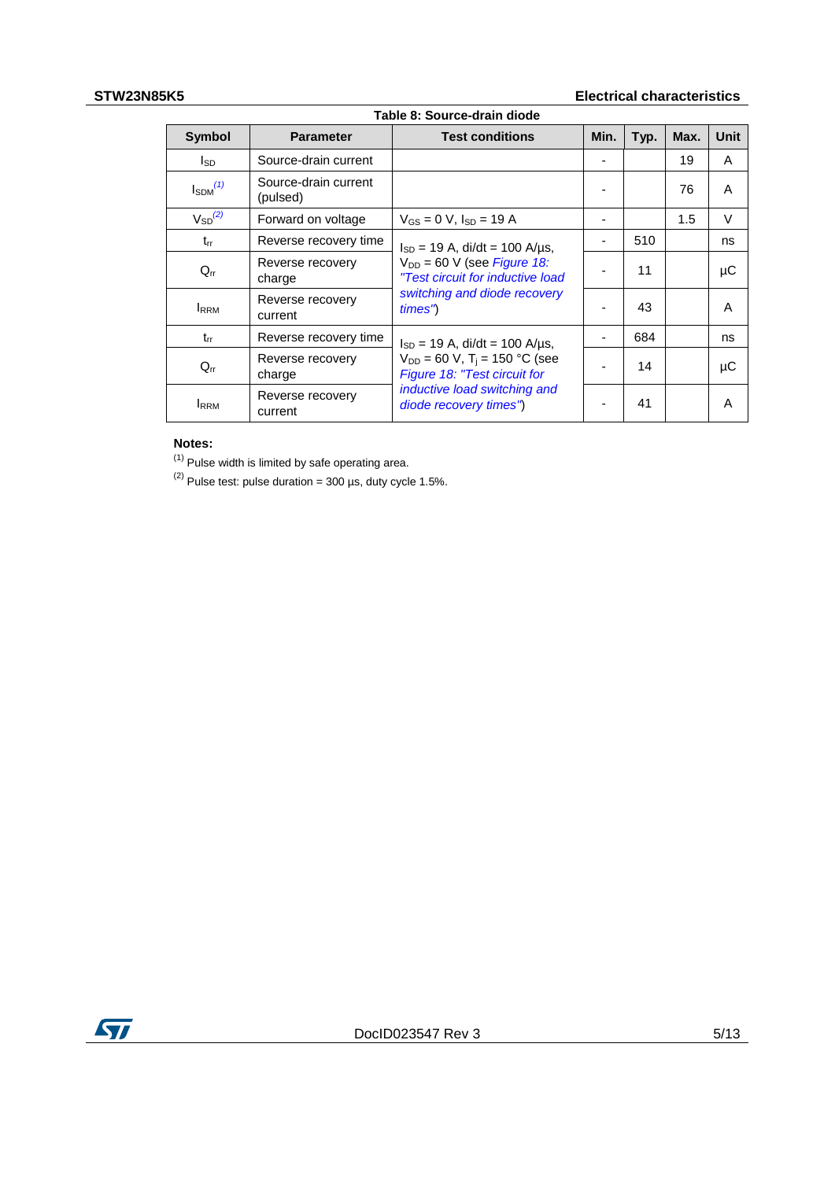Table 8: Source-drain diode

| Symbol | Parameter | Test conditions | Min. | Typ. | Max. | Unit |
|---|---|---|---|---|---|---|
| $I_{SD}$ | Source-drain current | | - | | 19 | A |
| $I_{SDM}$ (1) | Source-drain current (pulsed) | | - | | 76 | A |
| $V_{SD}$ (2) | Forward on voltage | $V_{GS}$ = 0 V, $I_{SD}$ = 19 A | - | | 1.5 | V |
| $t_{rr}$ | Reverse recovery time | $I_{SD}$ = 19 A, di/dt = 100 A/µs, $V_{DD}$ = 60 V (see *Figure 18: "Test circuit for inductive load switching and diode recovery times"*) | - | 510 | | ns |
| $Q_{rr}$ | Reverse recovery charge | | - | 11 | | µC |
| $I_{RRM}$ | Reverse recovery current | | - | 43 | | A |
| $t_{rr}$ | Reverse recovery time | $I_{SD}$ = 19 A, di/dt = 100 A/µs, $V_{DD}$ = 60 V, $T_j$ = 150 °C (see *Figure 18: "Test circuit for inductive load switching and diode recovery times"*) | - | 684 | | ns |
| $Q_{rr}$ | Reverse recovery charge | | - | 14 | | µC |
| $I_{RRM}$ | Reverse recovery current | | - | 41 | | A |

**Notes:**

(1) Pulse width is limited by safe operating area.

(2) Pulse test: pulse duration = 300 µs, duty cycle 1.5%.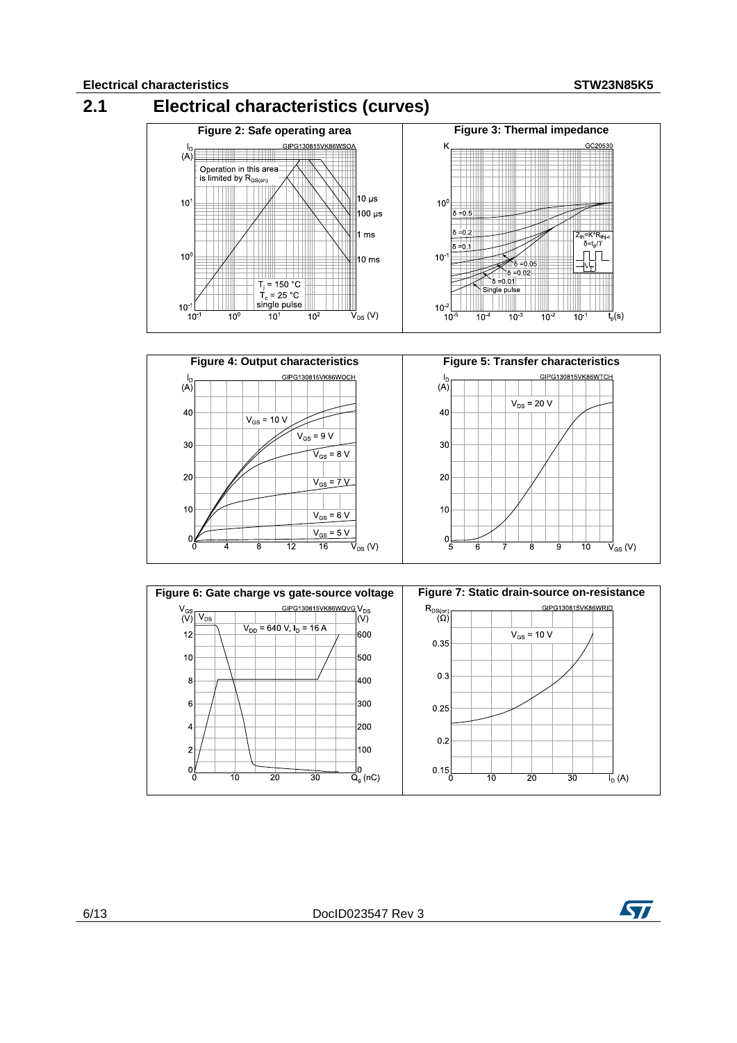## 2.1 Electrical characteristics (curves)

Figure 2: Safe operating area

Figure 3: Thermal impedance

Figure 4: Output characteristics

Figure 5: Transfer characteristics

Figure 6: Gate charge vs gate-source voltage

Figure 7: Static drain-source on-resistance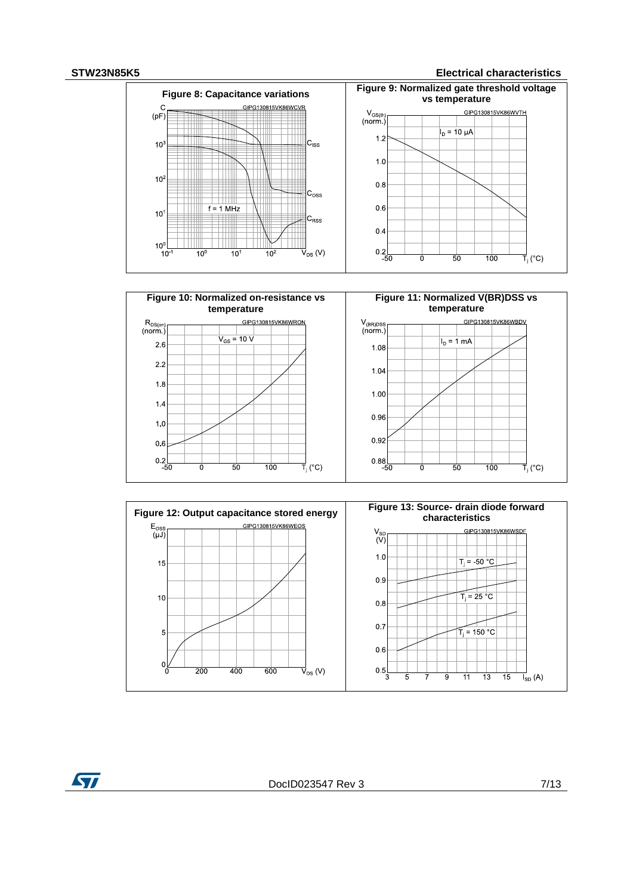Figure 8: Capacitance variations

Figure 9: Normalized gate threshold voltage vs temperature

Figure 10: Normalized on-resistance vs temperature

Figure 11: Normalized V(BR)DSS vs temperature

Figure 12: Output capacitance stored energy

Figure 13: Source- drain diode forward characteristics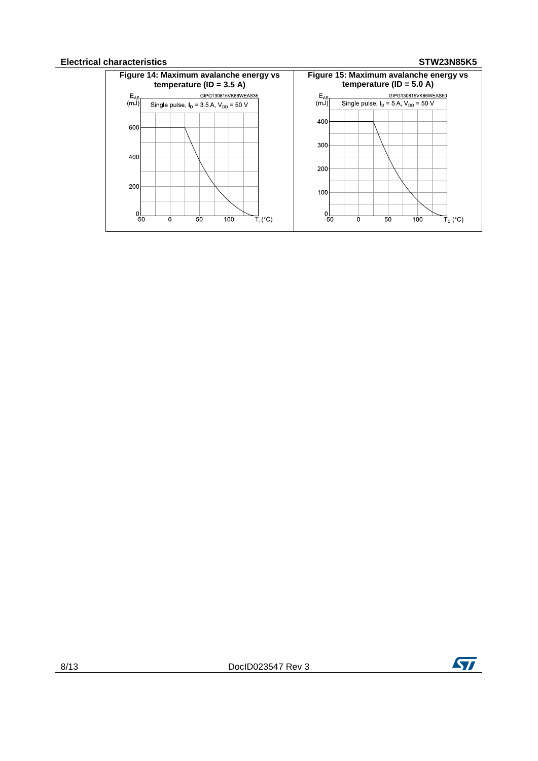**Figure 14: Maximum avalanche energy vs temperature (ID = 3.5 A)**

**Figure 15: Maximum avalanche energy vs temperature (ID = 5.0 A)**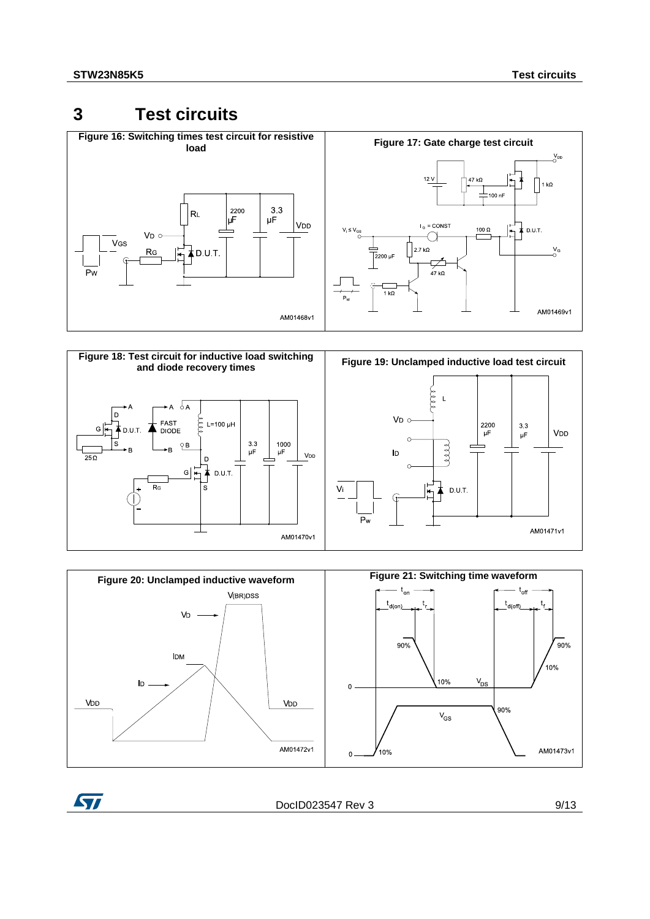# 3 Test circuits

**Figure 16: Switching times test circuit for resistive load**

**Figure 17: Gate charge test circuit**

**Figure 18: Test circuit for inductive load switching and diode recovery times**

**Figure 19: Unclamped inductive load test circuit**

**Figure 20: Unclamped inductive waveform**

**Figure 21: Switching time waveform**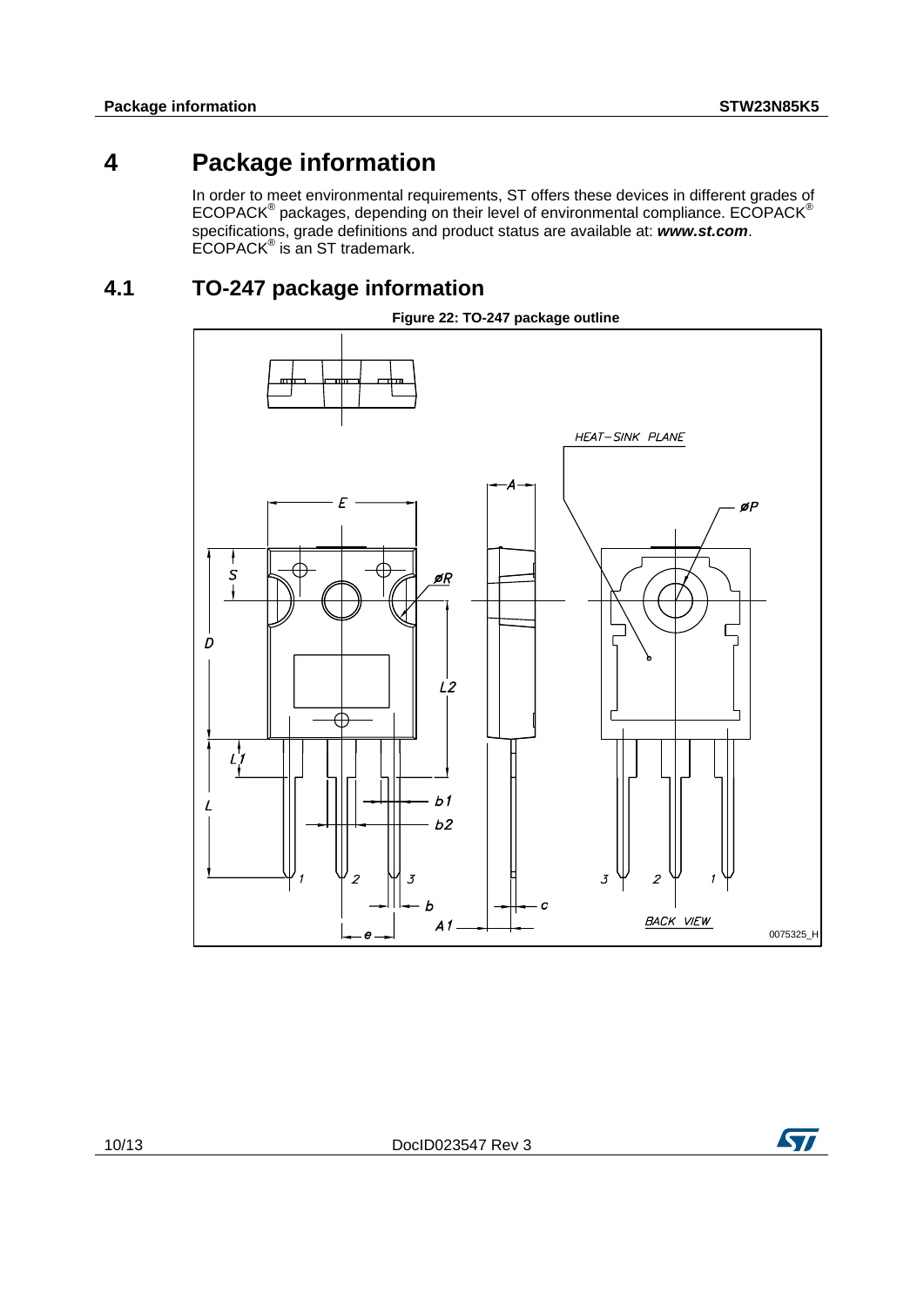# 4 Package information

In order to meet environmental requirements, ST offers these devices in different grades of ECOPACK® packages, depending on their level of environmental compliance. ECOPACK® specifications, grade definitions and product status are available at: ***www.st.com***. ECOPACK® is an ST trademark.

## 4.1 TO-247 package information

**Figure 22: TO-247 package outline**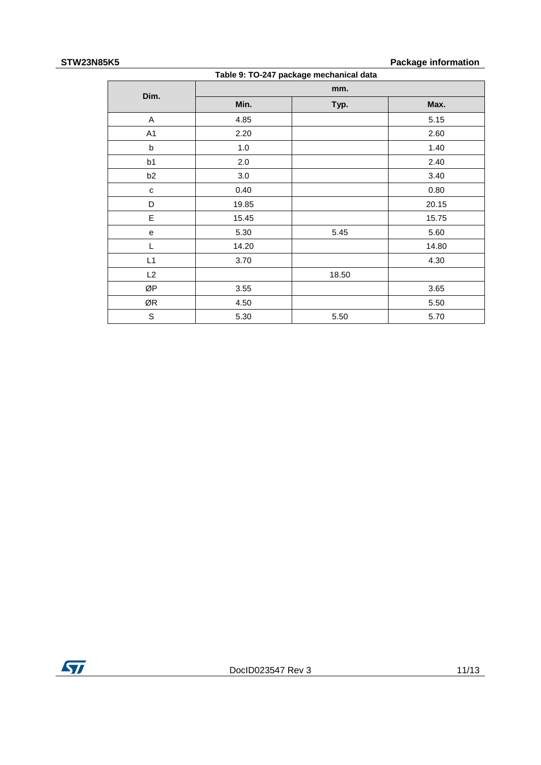Table 9: TO-247 package mechanical data

| Dim. | mm. | | |
|---|---|---|---|
| | Min. | Typ. | Max. |
| A | 4.85 | | 5.15 |
| A1 | 2.20 | | 2.60 |
| b | 1.0 | | 1.40 |
| b1 | 2.0 | | 2.40 |
| b2 | 3.0 | | 3.40 |
| c | 0.40 | | 0.80 |
| D | 19.85 | | 20.15 |
| E | 15.45 | | 15.75 |
| e | 5.30 | 5.45 | 5.60 |
| L | 14.20 | | 14.80 |
| L1 | 3.70 | | 4.30 |
| L2 | | 18.50 | |
| ØP | 3.55 | | 3.65 |
| ØR | 4.50 | | 5.50 |
| S | 5.30 | 5.50 | 5.70 |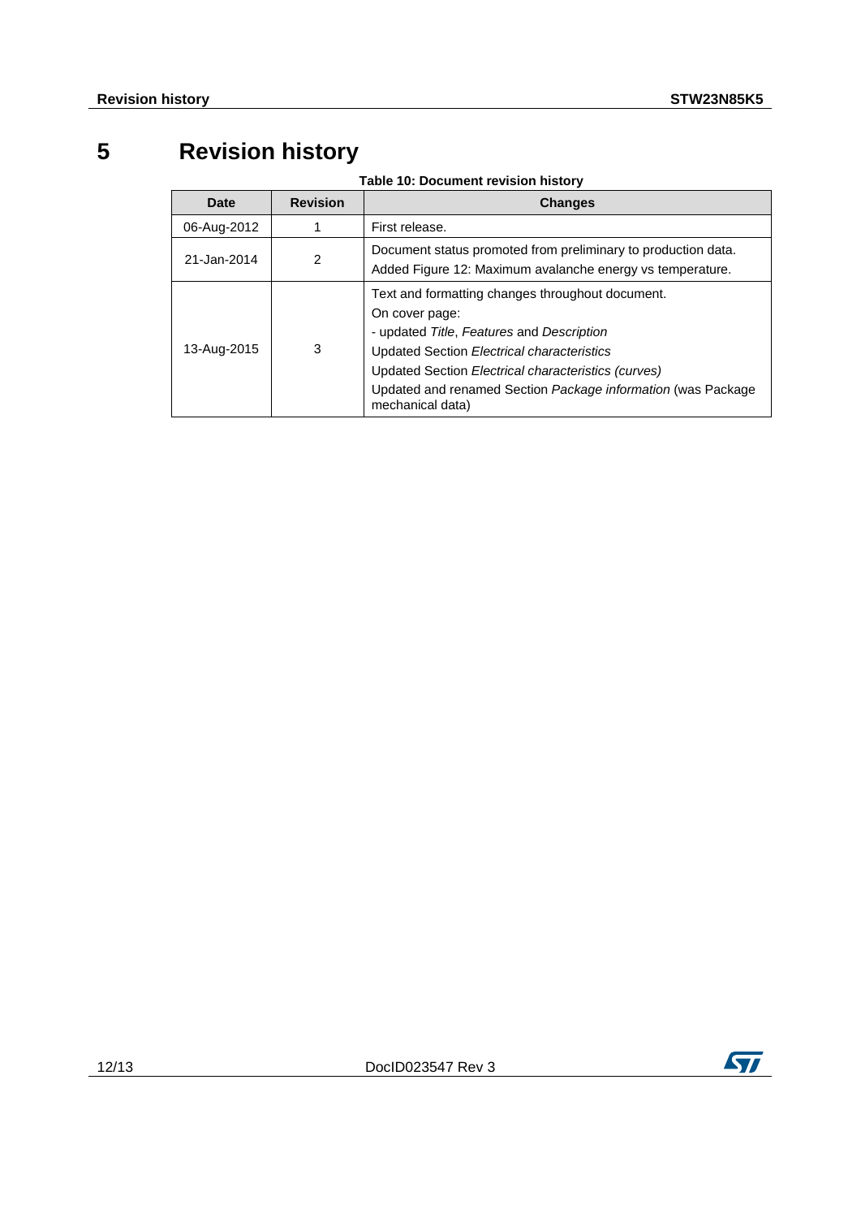# 5 Revision history

**Table 10: Document revision history**

| Date | Revision | Changes |
|---|---|---|
| 06-Aug-2012 | 1 | First release. |
| 21-Jan-2014 | 2 | Document status promoted from preliminary to production data.<br>Added Figure 12: Maximum avalanche energy vs temperature. |
| 13-Aug-2015 | 3 | Text and formatting changes throughout document.<br>On cover page:<br>- updated *Title*, *Features* and *Description*<br>Updated Section *Electrical characteristics*<br>Updated Section *Electrical characteristics (curves)*<br>Updated and renamed Section *Package information* (was Package mechanical data) |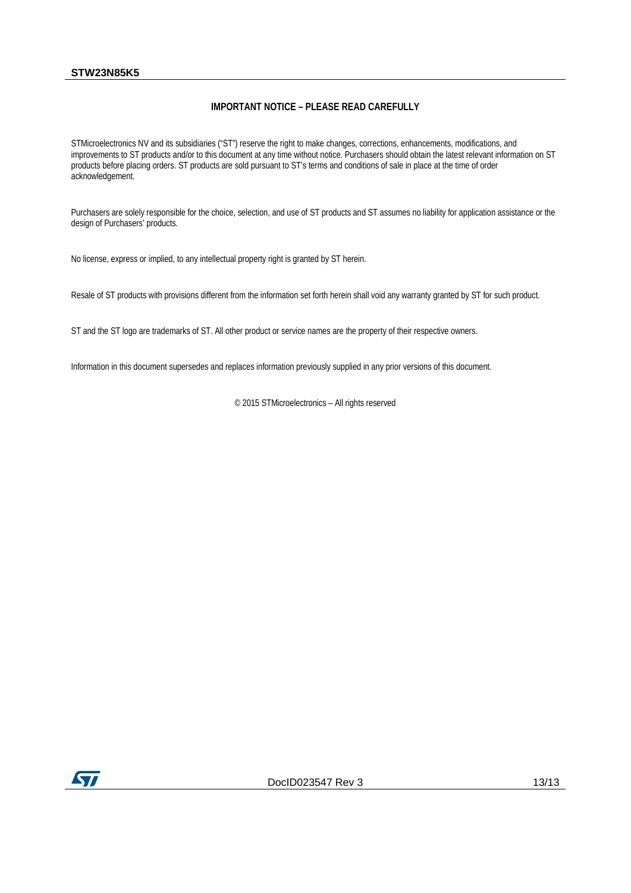**IMPORTANT NOTICE – PLEASE READ CAREFULLY**

STMicroelectronics NV and its subsidiaries (“ST”) reserve the right to make changes, corrections, enhancements, modifications, and improvements to ST products and/or to this document at any time without notice. Purchasers should obtain the latest relevant information on ST products before placing orders. ST products are sold pursuant to ST’s terms and conditions of sale in place at the time of order acknowledgement.

Purchasers are solely responsible for the choice, selection, and use of ST products and ST assumes no liability for application assistance or the design of Purchasers’ products.

No license, express or implied, to any intellectual property right is granted by ST herein.

Resale of ST products with provisions different from the information set forth herein shall void any warranty granted by ST for such product.

ST and the ST logo are trademarks of ST. All other product or service names are the property of their respective owners.

Information in this document supersedes and replaces information previously supplied in any prior versions of this document.

© 2015 STMicroelectronics – All rights reserved